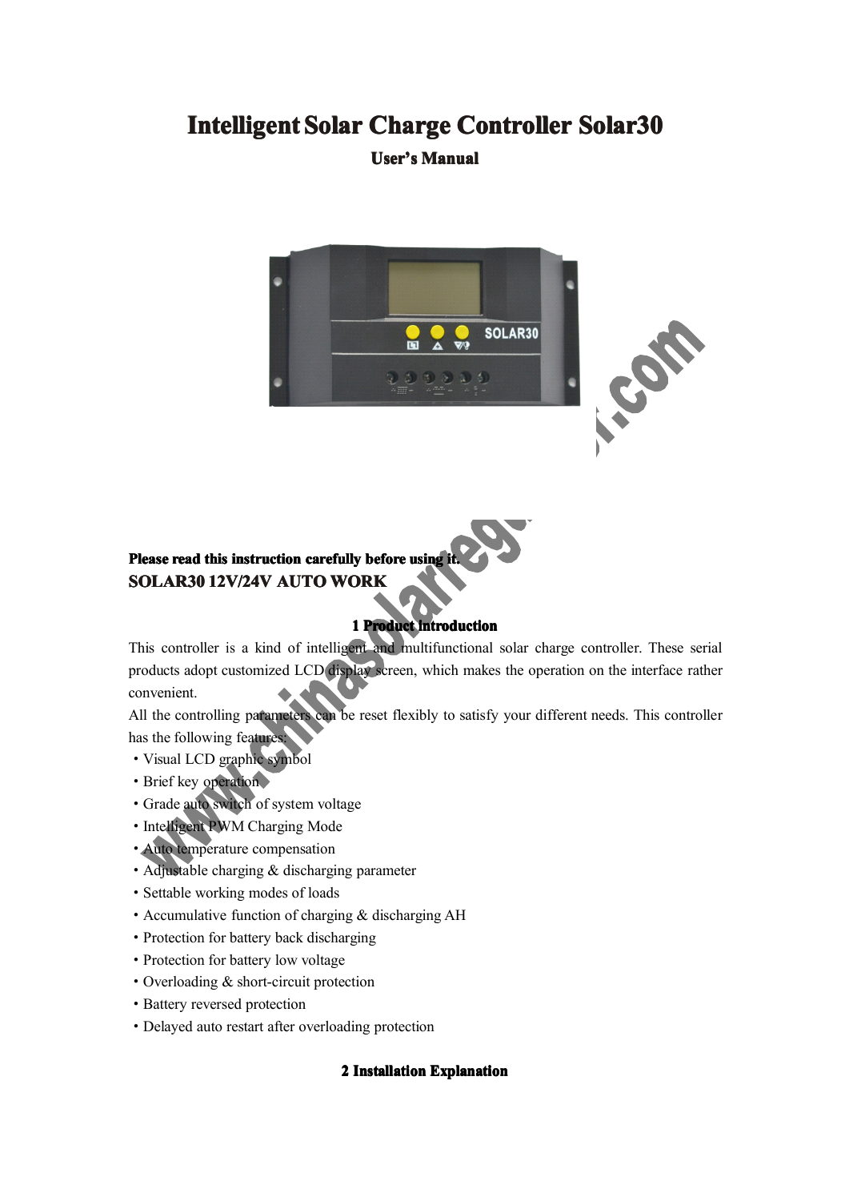# Intelligent Solar Charge Controller Solar30

## User's Manual

**Please read this instruction carefully before using it.**

**SOLAR30 12V/24V AUTO WORK**

## 1 Product introduction

This controller is a kind of intelligent and multifunctional solar charge controller. These serial products adopt customized LCD display screen, which makes the operation on the interface rather convenient.

All the controlling parameters can be reset flexibly to satisfy your different needs. This controller has the following features:

- Visual LCD graphic symbol
- Brief key operation
- Grade auto switch of system voltage
- Intelligent PWM Charging Mode
- Auto temperature compensation
- Adjustable charging & discharging parameter
- Settable working modes of loads
- Accumulative function of charging & discharging AH
- Protection for battery back discharging
- Protection for battery low voltage
- Overloading & short-circuit protection
- Battery reversed protection
- Delayed auto restart after overloading protection

## 2 Installation Explanation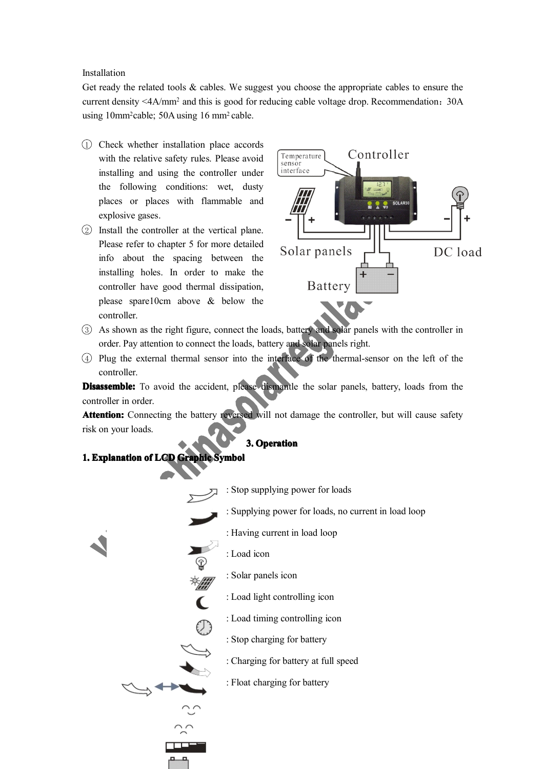Installation

Get ready the related tools & cables. We suggest you choose the appropriate cables to ensure the current density <4A/mm$^2$ and this is good for reducing cable voltage drop. Recommendation：30A using 10mm$^2$cable; 50A using 16 mm$^2$ cable.

① Check whether installation place accords with the relative safety rules. Please avoid installing and using the controller under the following conditions: wet, dusty places or places with flammable and explosive gases.

② Install the controller at the vertical plane. Please refer to chapter 5 for more detailed info about the spacing between the installing holes. In order to make the controller have good thermal dissipation, please spare10cm above & below the controller.

③ As shown as the right figure, connect the loads, battery and solar panels with the controller in order. Pay attention to connect the loads, battery and solar panels right.

④ Plug the external thermal sensor into the interface of the thermal-sensor on the left of the controller.

**Disassemble:** To avoid the accident, please dismantle the solar panels, battery, loads from the controller in order.

**Attention:** Connecting the battery reversed will not damage the controller, but will cause safety risk on your loads.

## 3. Operation

### 1. Explanation of LCD Graphic Symbol

: Stop supplying power for loads

: Supplying power for loads, no current in load loop

: Having current in load loop

: Load icon

: Solar panels icon

: Load light controlling icon

: Load timing controlling icon

: Stop charging for battery

: Charging for battery at full speed

: Float charging for battery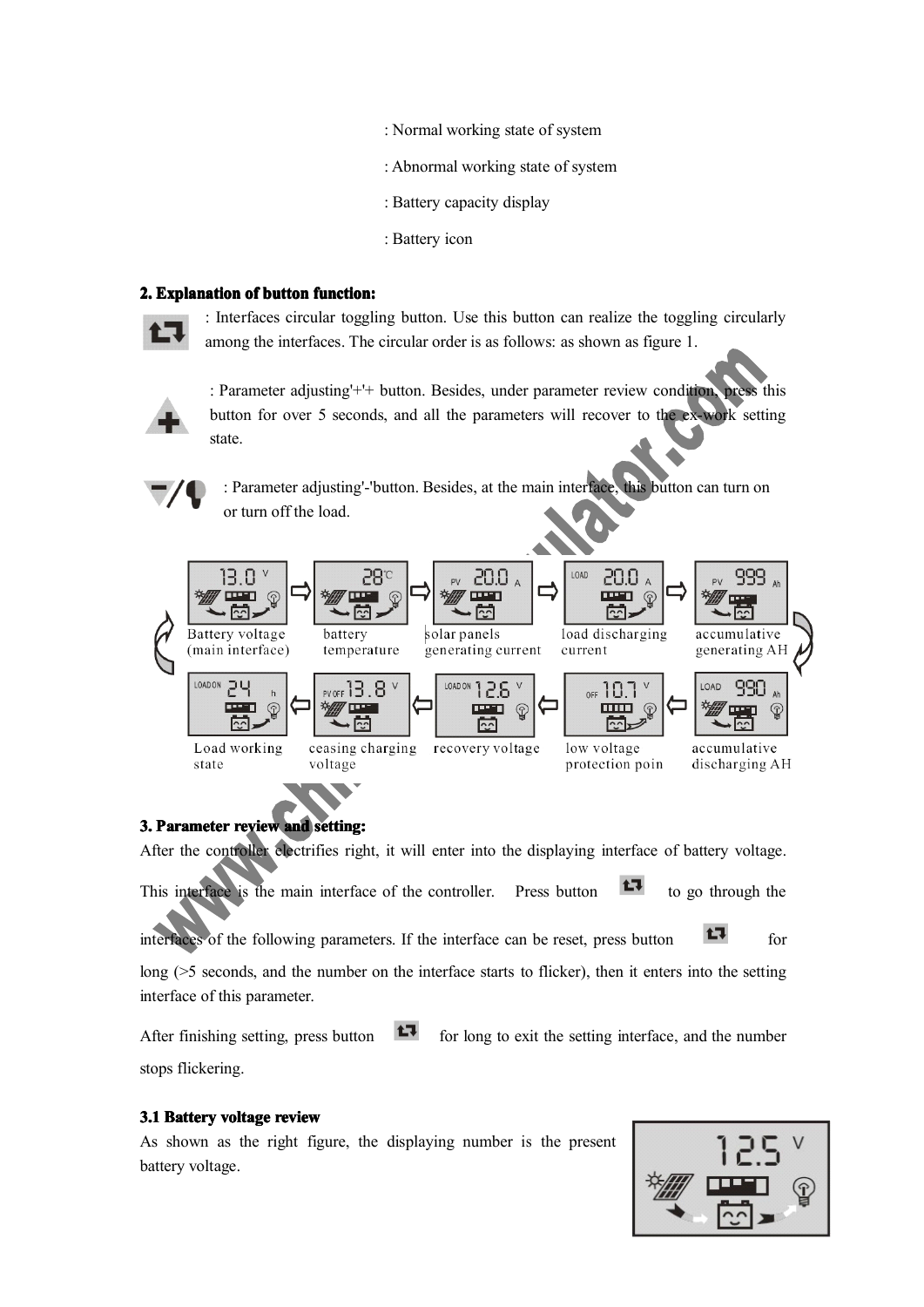: Normal working state of system

: Abnormal working state of system

: Battery capacity display

: Battery icon

## 2. Explanation of button function:

: Interfaces circular toggling button. Use this button can realize the toggling circularly among the interfaces. The circular order is as follows: as shown as figure 1.

: Parameter adjusting'+'+ button. Besides, under parameter review condition, press this button for over 5 seconds, and all the parameters will recover to the ex-work setting state.

: Parameter adjusting'-'button. Besides, at the main interface, this button can turn on or turn off the load.

Battery voltage (main interface) → battery temperature → solar panels generating current → load discharging current → accumulative generating AH → accumulative discharging AH → low voltage protection poin → recovery voltage → ceasing charging voltage → Load working state

## 3. Parameter review and setting:

After the controller electrifies right, it will enter into the displaying interface of battery voltage. This interface is the main interface of the controller. Press button to go through the interfaces of the following parameters. If the interface can be reset, press button for long (>5 seconds, and the number on the interface starts to flicker), then it enters into the setting interface of this parameter.

After finishing setting, press button for long to exit the setting interface, and the number stops flickering.

### 3.1 Battery voltage review

As shown as the right figure, the displaying number is the present battery voltage.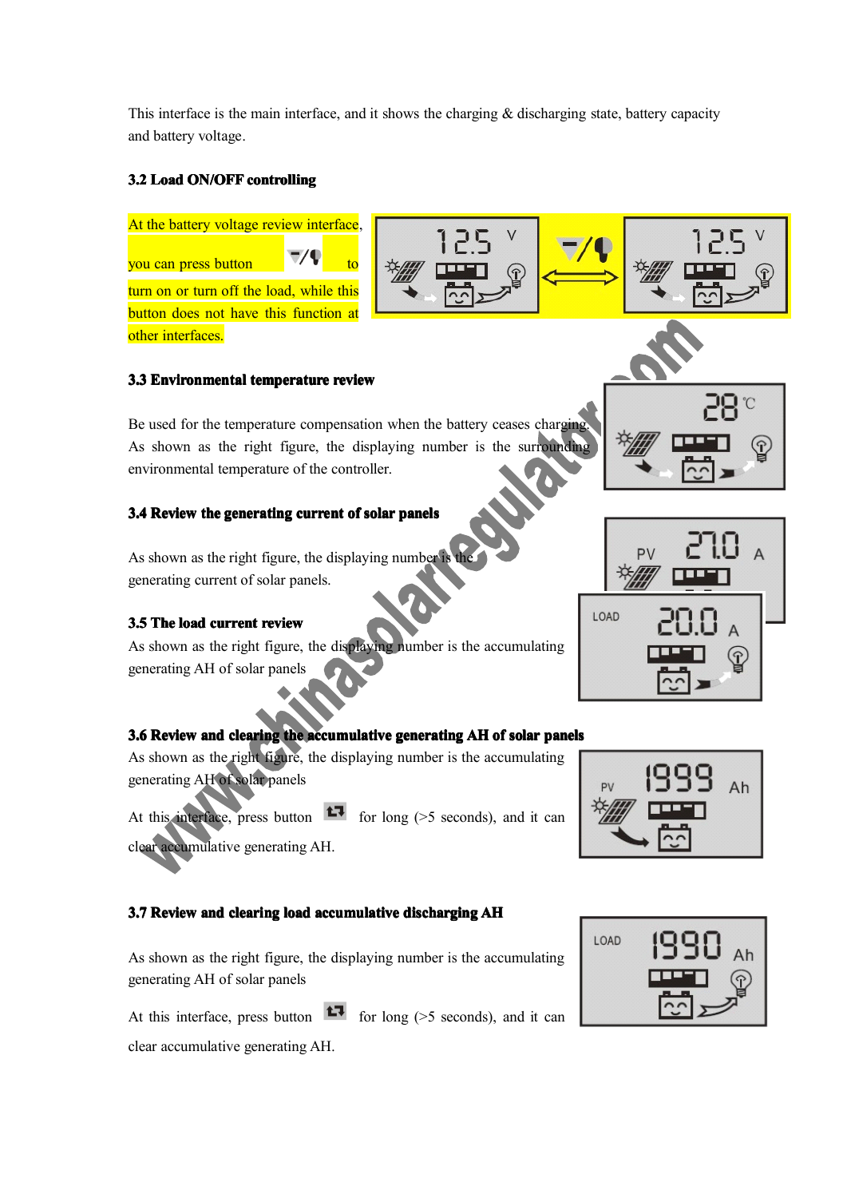This interface is the main interface, and it shows the charging & discharging state, battery capacity and battery voltage.

### 3.2 Load ON/OFF controlling

At the battery voltage review interface, you can press button ▼/💡 to turn on or turn off the load, while this button does not have this function at other interfaces.

### 3.3 Environmental temperature review

Be used for the temperature compensation when the battery ceases charging. As shown as the right figure, the displaying number is the surrounding environmental temperature of the controller.

### 3.4 Review the generating current of solar panels

As shown as the right figure, the displaying number is the generating current of solar panels.

### 3.5 The load current review

As shown as the right figure, the displaying number is the accumulating generating AH of solar panels

### 3.6 Review and clearing the accumulative generating AH of solar panels

As shown as the right figure, the displaying number is the accumulating generating AH of solar panels

At this interface, press button for long (>5 seconds), and it can clear accumulative generating AH.

### 3.7 Review and clearing load accumulative discharging AH

As shown as the right figure, the displaying number is the accumulating generating AH of solar panels

At this interface, press button for long (>5 seconds), and it can clear accumulative generating AH.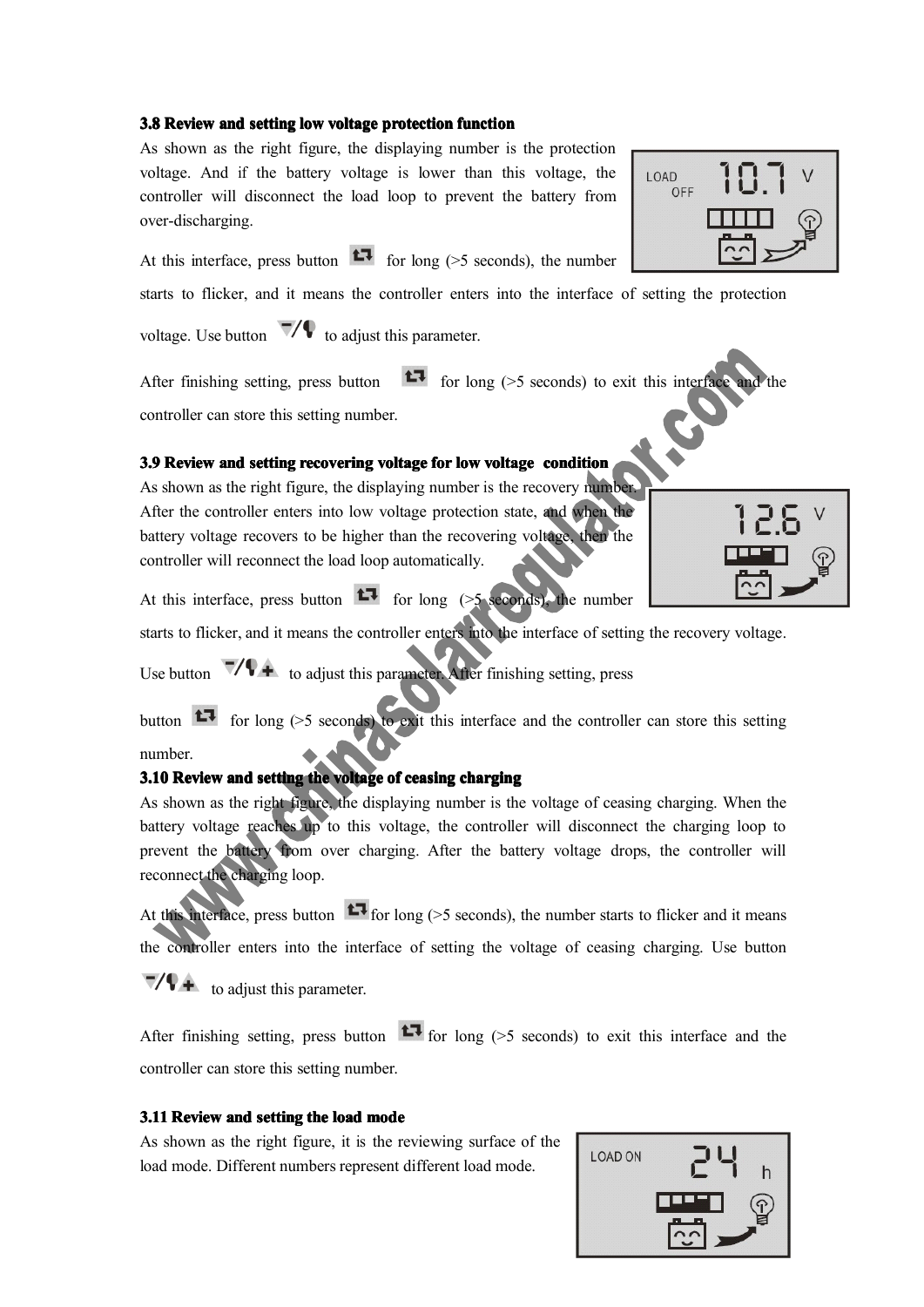### 3.8 Review and setting low voltage protection function

As shown as the right figure, the displaying number is the protection voltage. And if the battery voltage is lower than this voltage, the controller will disconnect the load loop to prevent the battery from over-discharging.

At this interface, press button for long (>5 seconds), the number starts to flicker, and it means the controller enters into the interface of setting the protection voltage. Use button to adjust this parameter.

After finishing setting, press button for long (>5 seconds) to exit this interface and the controller can store this setting number.

### 3.9 Review and setting recovering voltage for low voltage condition

As shown as the right figure, the displaying number is the recovery number. After the controller enters into low voltage protection state, and when the battery voltage recovers to be higher than the recovering voltage, then the controller will reconnect the load loop automatically.

At this interface, press button for long (>5 seconds), the number starts to flicker, and it means the controller enters into the interface of setting the recovery voltage. Use button to adjust this parameter. After finishing setting, press button for long (>5 seconds) to exit this interface and the controller can store this setting number.

### 3.10 Review and setting the voltage of ceasing charging

As shown as the right figure, the displaying number is the voltage of ceasing charging. When the battery voltage reaches up to this voltage, the controller will disconnect the charging loop to prevent the battery from over charging. After the battery voltage drops, the controller will reconnect the charging loop.

At this interface, press button for long (>5 seconds), the number starts to flicker and it means the controller enters into the interface of setting the voltage of ceasing charging. Use button to adjust this parameter.

After finishing setting, press button for long (>5 seconds) to exit this interface and the controller can store this setting number.

### 3.11 Review and setting the load mode

As shown as the right figure, it is the reviewing surface of the load mode. Different numbers represent different load mode.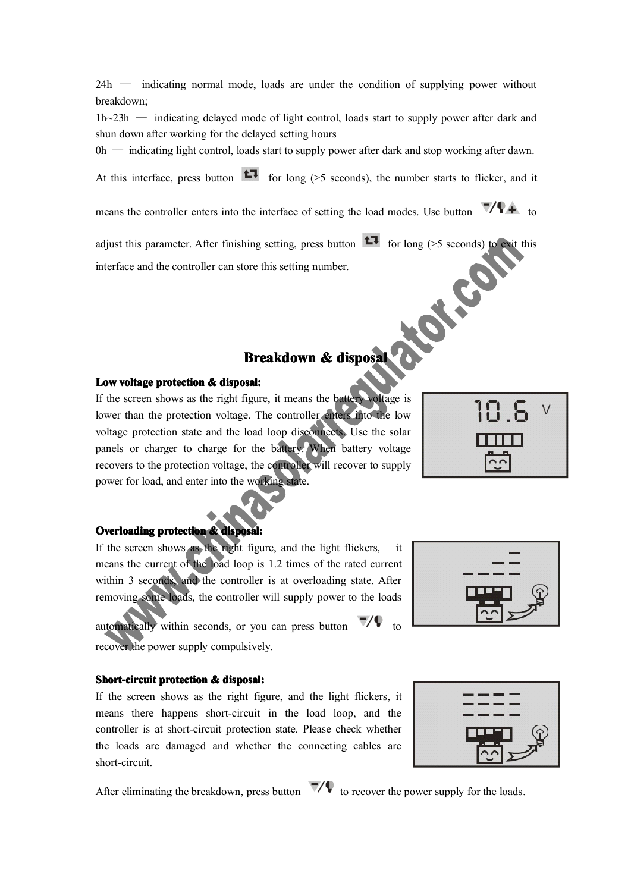24h — indicating normal mode, loads are under the condition of supplying power without breakdown;

1h~23h — indicating delayed mode of light control, loads start to supply power after dark and shun down after working for the delayed setting hours

0h — indicating light control, loads start to supply power after dark and stop working after dawn.

At this interface, press button for long (>5 seconds), the number starts to flicker, and it means the controller enters into the interface of setting the load modes. Use button to adjust this parameter. After finishing setting, press button for long (>5 seconds) to exit this interface and the controller can store this setting number.

## Breakdown & disposal

**Low voltage protection & disposal:**

If the screen shows as the right figure, it means the battery voltage is lower than the protection voltage. The controller enters into the low voltage protection state and the load loop disconnects. Use the solar panels or charger to charge for the battery. When battery voltage recovers to the protection voltage, the controller will recover to supply power for load, and enter into the working state.

**Overloading protection & disposal:**

If the screen shows as the right figure, and the light flickers, it means the current of the load loop is 1.2 times of the rated current within 3 seconds, and the controller is at overloading state. After removing some loads, the controller will supply power to the loads automatically within seconds, or you can press button to recover the power supply compulsively.

**Short-circuit protection & disposal:**

If the screen shows as the right figure, and the light flickers, it means there happens short-circuit in the load loop, and the controller is at short-circuit protection state. Please check whether the loads are damaged and whether the connecting cables are short-circuit.

After eliminating the breakdown, press button to recover the power supply for the loads.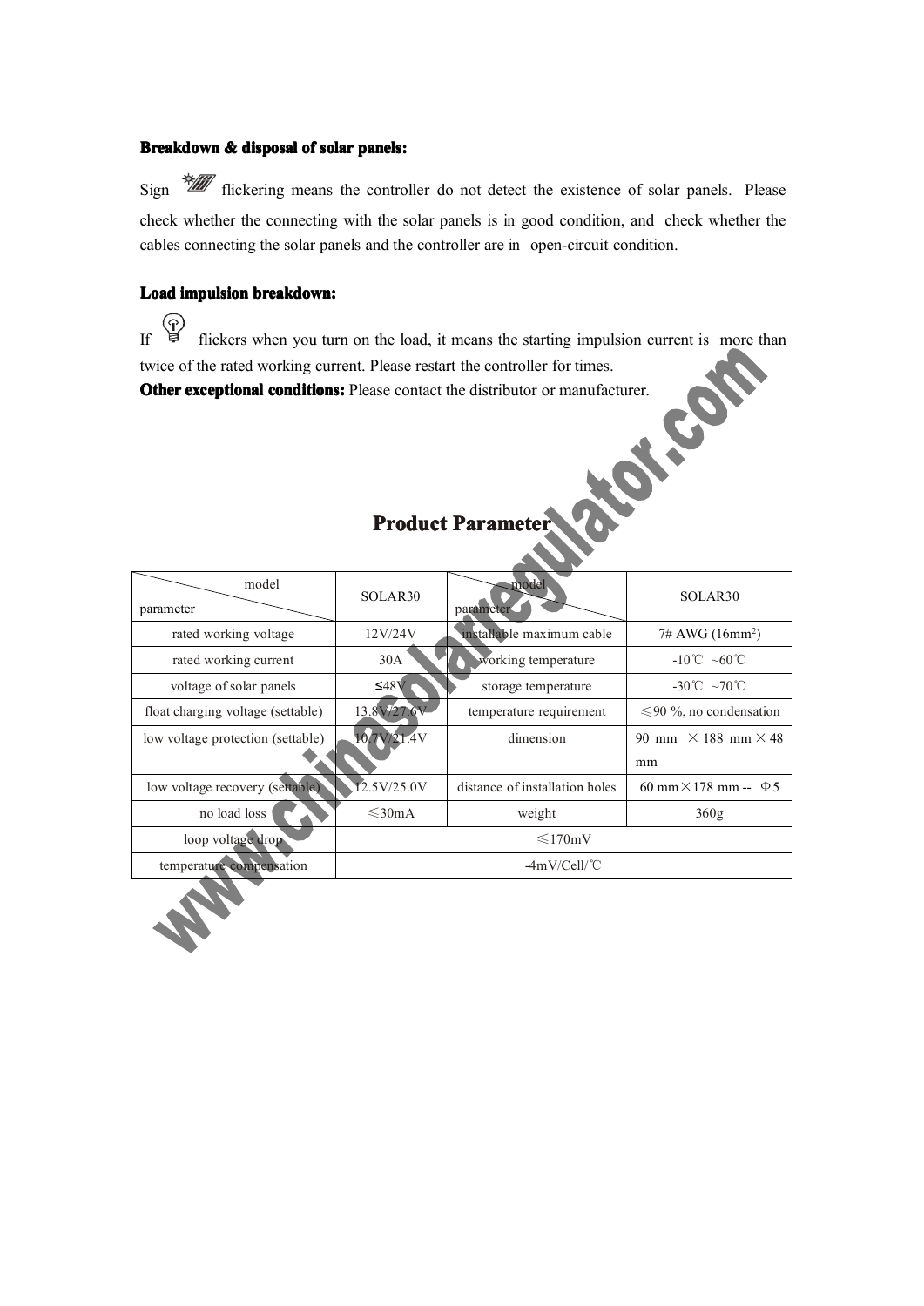**Breakdown & disposal of solar panels:**

Sign flickering means the controller do not detect the existence of solar panels. Please check whether the connecting with the solar panels is in good condition, and check whether the cables connecting the solar panels and the controller are in open-circuit condition.

**Load impulsion breakdown:**

If flickers when you turn on the load, it means the starting impulsion current is more than twice of the rated working current. Please restart the controller for times.

**Other exceptional conditions:** Please contact the distributor or manufacturer.

## Product Parameter

| model / parameter | SOLAR30 | model / parameter | SOLAR30 |
|---|---|---|---|
| rated working voltage | 12V/24V | installable maximum cable | 7# AWG ($16mm^2$) |
| rated working current | 30A | working temperature | -10℃ ~60℃ |
| voltage of solar panels | ≤48V | storage temperature | -30℃ ~70℃ |
| float charging voltage (settable) | 13.8V/27.6V | temperature requirement | ≤90 %, no condensation |
| low voltage protection (settable) | 10.7V/21.4V | dimension | 90 mm × 188 mm × 48 mm |
| low voltage recovery (settable) | 12.5V/25.0V | distance of installation holes | 60 mm×178 mm -- Φ5 |
| no load loss | ≤30mA | weight | 360g |
| loop voltage drop | ≤170mV | | |
| temperature compensation | -4mV/Cell/℃ | | |